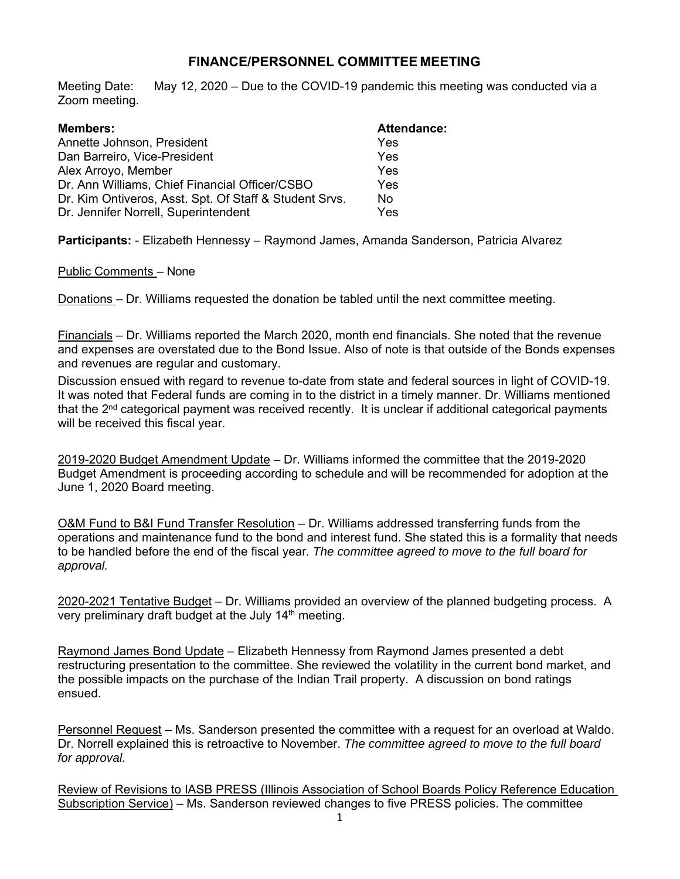# FINANCE/PERSONNEL COMMITTEE MEETING

Meeting Date: May 12, 2020 – Due to the COVID-19 pandemic this meeting was conducted via a Zoom meeting.

| **Members:** | **Attendance:** |
|---|---|
| Annette Johnson, President | Yes |
| Dan Barreiro, Vice-President | Yes |
| Alex Arroyo, Member | Yes |
| Dr. Ann Williams, Chief Financial Officer/CSBO | Yes |
| Dr. Kim Ontiveros, Asst. Spt. Of Staff & Student Srvs. | No |
| Dr. Jennifer Norrell, Superintendent | Yes |

**Participants:** - Elizabeth Hennessy – Raymond James, Amanda Sanderson, Patricia Alvarez

Public Comments – None

Donations – Dr. Williams requested the donation be tabled until the next committee meeting.

Financials – Dr. Williams reported the March 2020, month end financials. She noted that the revenue and expenses are overstated due to the Bond Issue. Also of note is that outside of the Bonds expenses and revenues are regular and customary.

Discussion ensued with regard to revenue to-date from state and federal sources in light of COVID-19. It was noted that Federal funds are coming in to the district in a timely manner. Dr. Williams mentioned that the 2nd categorical payment was received recently. It is unclear if additional categorical payments will be received this fiscal year.

2019-2020 Budget Amendment Update – Dr. Williams informed the committee that the 2019-2020 Budget Amendment is proceeding according to schedule and will be recommended for adoption at the June 1, 2020 Board meeting.

O&M Fund to B&I Fund Transfer Resolution – Dr. Williams addressed transferring funds from the operations and maintenance fund to the bond and interest fund. She stated this is a formality that needs to be handled before the end of the fiscal year*. The committee agreed to move to the full board for approval.*

2020-2021 Tentative Budget – Dr. Williams provided an overview of the planned budgeting process. A very preliminary draft budget at the July 14th meeting.

Raymond James Bond Update – Elizabeth Hennessy from Raymond James presented a debt restructuring presentation to the committee. She reviewed the volatility in the current bond market, and the possible impacts on the purchase of the Indian Trail property. A discussion on bond ratings ensued.

Personnel Request – Ms. Sanderson presented the committee with a request for an overload at Waldo. Dr. Norrell explained this is retroactive to November. *The committee agreed to move to the full board for approval.*

Review of Revisions to IASB PRESS (Illinois Association of School Boards Policy Reference Education Subscription Service) – Ms. Sanderson reviewed changes to five PRESS policies. The committee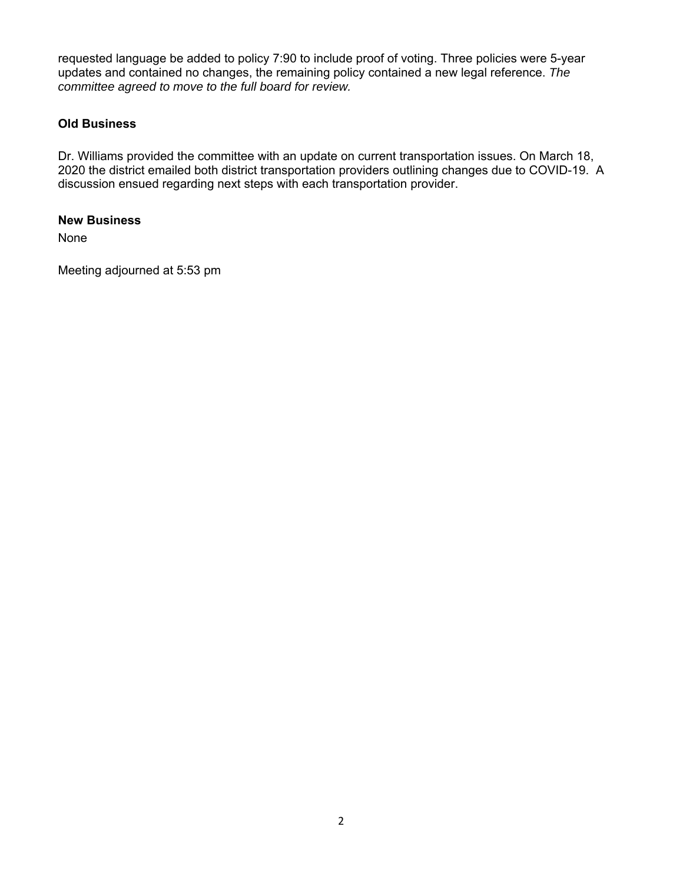requested language be added to policy 7:90 to include proof of voting. Three policies were 5-year updates and contained no changes, the remaining policy contained a new legal reference. *The committee agreed to move to the full board for review.*

**Old Business**

Dr. Williams provided the committee with an update on current transportation issues. On March 18, 2020 the district emailed both district transportation providers outlining changes due to COVID-19. A discussion ensued regarding next steps with each transportation provider.

**New Business**

None

Meeting adjourned at 5:53 pm